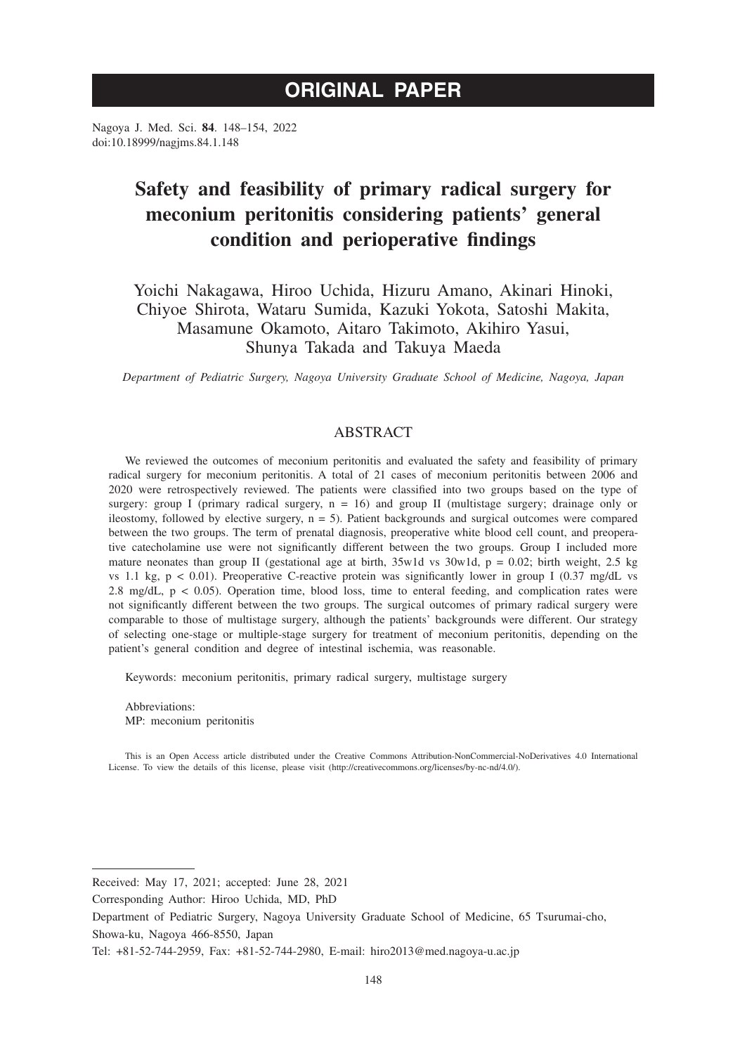# ORIGINAL PAPER

Nagoya J. Med. Sci. **84**. 148–154, 2022
doi:10.18999/nagjms.84.1.148

# Safety and feasibility of primary radical surgery for meconium peritonitis considering patients' general condition and perioperative findings

Yoichi Nakagawa, Hiroo Uchida, Hizuru Amano, Akinari Hinoki, Chiyoe Shirota, Wataru Sumida, Kazuki Yokota, Satoshi Makita, Masamune Okamoto, Aitaro Takimoto, Akihiro Yasui, Shunya Takada and Takuya Maeda

*Department of Pediatric Surgery, Nagoya University Graduate School of Medicine, Nagoya, Japan*

## ABSTRACT

We reviewed the outcomes of meconium peritonitis and evaluated the safety and feasibility of primary radical surgery for meconium peritonitis. A total of 21 cases of meconium peritonitis between 2006 and 2020 were retrospectively reviewed. The patients were classified into two groups based on the type of surgery: group I (primary radical surgery, n = 16) and group II (multistage surgery; drainage only or ileostomy, followed by elective surgery, n = 5). Patient backgrounds and surgical outcomes were compared between the two groups. The term of prenatal diagnosis, preoperative white blood cell count, and preoperative catecholamine use were not significantly different between the two groups. Group I included more mature neonates than group II (gestational age at birth, 35w1d vs 30w1d, $p = 0.02$; birth weight, 2.5 kg vs 1.1 kg, $p < 0.01$). Preoperative C-reactive protein was significantly lower in group I (0.37 mg/dL vs 2.8 mg/dL, $p < 0.05$). Operation time, blood loss, time to enteral feeding, and complication rates were not significantly different between the two groups. The surgical outcomes of primary radical surgery were comparable to those of multistage surgery, although the patients' backgrounds were different. Our strategy of selecting one-stage or multiple-stage surgery for treatment of meconium peritonitis, depending on the patient's general condition and degree of intestinal ischemia, was reasonable.

Keywords: meconium peritonitis, primary radical surgery, multistage surgery

Abbreviations:
MP: meconium peritonitis

This is an Open Access article distributed under the Creative Commons Attribution-NonCommercial-NoDerivatives 4.0 International License. To view the details of this license, please visit (http://creativecommons.org/licenses/by-nc-nd/4.0/).

Received: May 17, 2021; accepted: June 28, 2021

Corresponding Author: Hiroo Uchida, MD, PhD

Department of Pediatric Surgery, Nagoya University Graduate School of Medicine, 65 Tsurumai-cho, Showa-ku, Nagoya 466-8550, Japan

Tel: +81-52-744-2959, Fax: +81-52-744-2980, E-mail: hiro2013@med.nagoya-u.ac.jp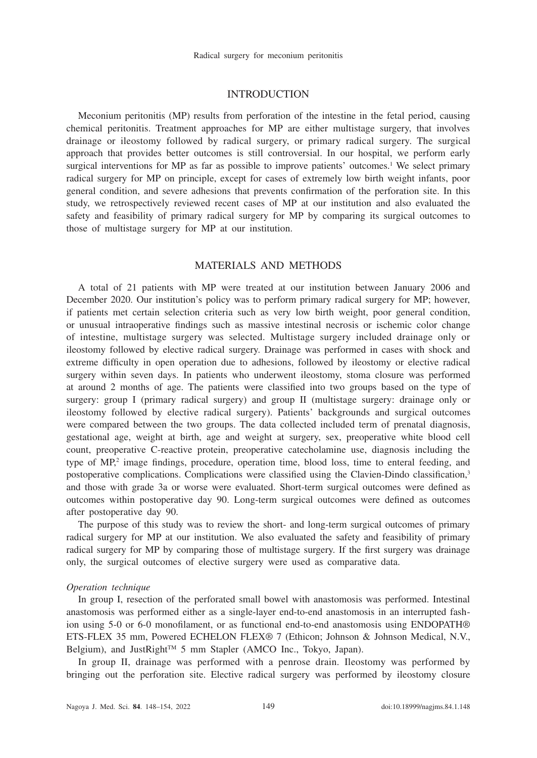## INTRODUCTION

Meconium peritonitis (MP) results from perforation of the intestine in the fetal period, causing chemical peritonitis. Treatment approaches for MP are either multistage surgery, that involves drainage or ileostomy followed by radical surgery, or primary radical surgery. The surgical approach that provides better outcomes is still controversial. In our hospital, we perform early surgical interventions for MP as far as possible to improve patients' outcomes.[1] We select primary radical surgery for MP on principle, except for cases of extremely low birth weight infants, poor general condition, and severe adhesions that prevents confirmation of the perforation site. In this study, we retrospectively reviewed recent cases of MP at our institution and also evaluated the safety and feasibility of primary radical surgery for MP by comparing its surgical outcomes to those of multistage surgery for MP at our institution.

## MATERIALS AND METHODS

A total of 21 patients with MP were treated at our institution between January 2006 and December 2020. Our institution's policy was to perform primary radical surgery for MP; however, if patients met certain selection criteria such as very low birth weight, poor general condition, or unusual intraoperative findings such as massive intestinal necrosis or ischemic color change of intestine, multistage surgery was selected. Multistage surgery included drainage only or ileostomy followed by elective radical surgery. Drainage was performed in cases with shock and extreme difficulty in open operation due to adhesions, followed by ileostomy or elective radical surgery within seven days. In patients who underwent ileostomy, stoma closure was performed at around 2 months of age. The patients were classified into two groups based on the type of surgery: group I (primary radical surgery) and group II (multistage surgery: drainage only or ileostomy followed by elective radical surgery). Patients' backgrounds and surgical outcomes were compared between the two groups. The data collected included term of prenatal diagnosis, gestational age, weight at birth, age and weight at surgery, sex, preoperative white blood cell count, preoperative C-reactive protein, preoperative catecholamine use, diagnosis including the type of MP,[2] image findings, procedure, operation time, blood loss, time to enteral feeding, and postoperative complications. Complications were classified using the Clavien-Dindo classification,[3] and those with grade 3a or worse were evaluated. Short-term surgical outcomes were defined as outcomes within postoperative day 90. Long-term surgical outcomes were defined as outcomes after postoperative day 90.

The purpose of this study was to review the short- and long-term surgical outcomes of primary radical surgery for MP at our institution. We also evaluated the safety and feasibility of primary radical surgery for MP by comparing those of multistage surgery. If the first surgery was drainage only, the surgical outcomes of elective surgery were used as comparative data.

### *Operation technique*

In group I, resection of the perforated small bowel with anastomosis was performed. Intestinal anastomosis was performed either as a single-layer end-to-end anastomosis in an interrupted fashion using 5-0 or 6-0 monofilament, or as functional end-to-end anastomosis using ENDOPATH® ETS-FLEX 35 mm, Powered ECHELON FLEX® 7 (Ethicon; Johnson & Johnson Medical, N.V., Belgium), and JustRight™ 5 mm Stapler (AMCO Inc., Tokyo, Japan).

In group II, drainage was performed with a penrose drain. Ileostomy was performed by bringing out the perforation site. Elective radical surgery was performed by ileostomy closure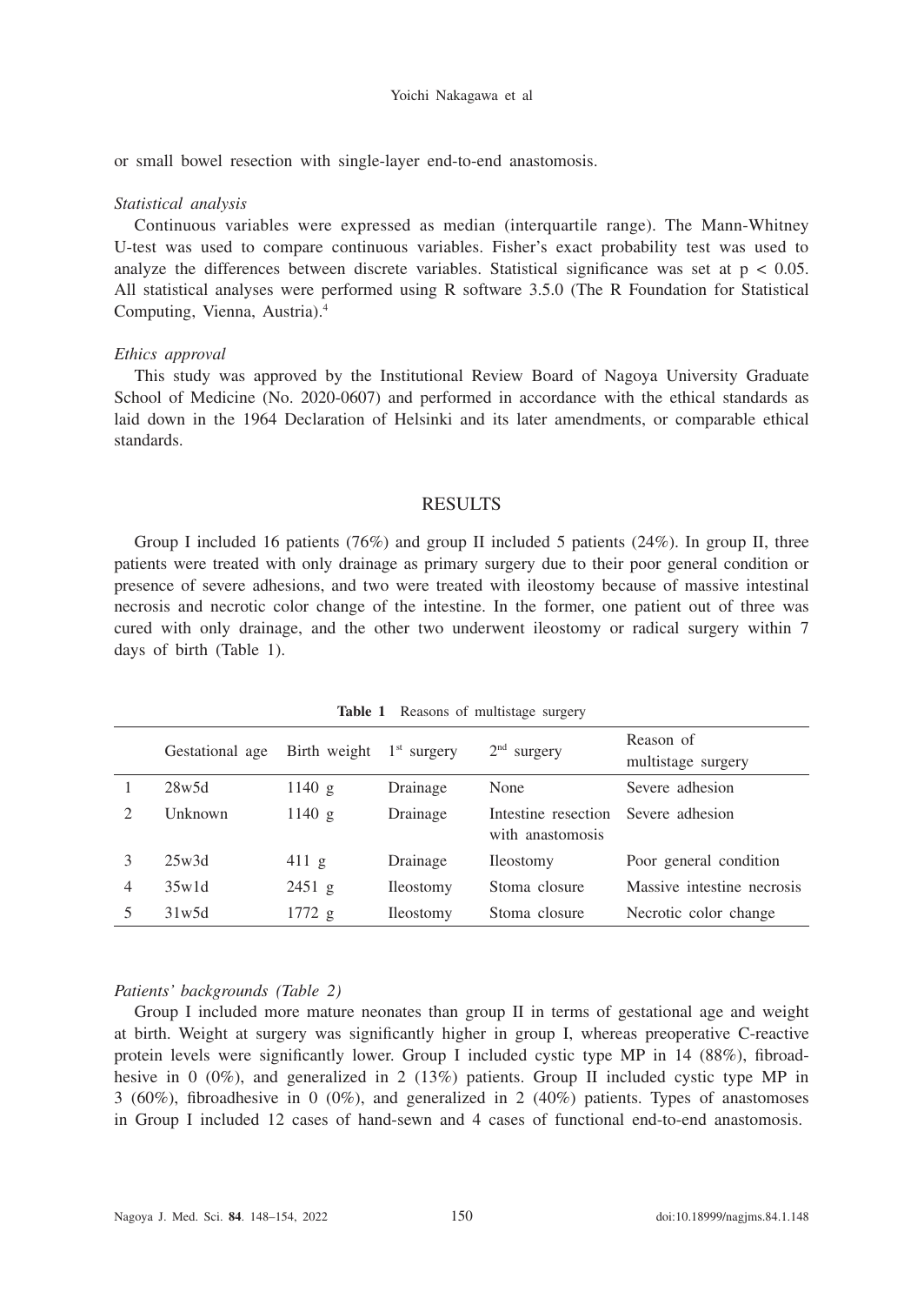or small bowel resection with single-layer end-to-end anastomosis.

*Statistical analysis*

Continuous variables were expressed as median (interquartile range). The Mann-Whitney U-test was used to compare continuous variables. Fisher's exact probability test was used to analyze the differences between discrete variables. Statistical significance was set at $p < 0.05$. All statistical analyses were performed using R software 3.5.0 (The R Foundation for Statistical Computing, Vienna, Austria).[4]

*Ethics approval*

This study was approved by the Institutional Review Board of Nagoya University Graduate School of Medicine (No. 2020-0607) and performed in accordance with the ethical standards as laid down in the 1964 Declaration of Helsinki and its later amendments, or comparable ethical standards.

## RESULTS

Group I included 16 patients (76%) and group II included 5 patients (24%). In group II, three patients were treated with only drainage as primary surgery due to their poor general condition or presence of severe adhesions, and two were treated with ileostomy because of massive intestinal necrosis and necrotic color change of the intestine. In the former, one patient out of three was cured with only drainage, and the other two underwent ileostomy or radical surgery within 7 days of birth (Table 1).

**Table 1** Reasons of multistage surgery

| | Gestational age | Birth weight | 1st surgery | 2nd surgery | Reason of multistage surgery |
|---|---|---|---|---|---|
| 1 | 28w5d | 1140 g | Drainage | None | Severe adhesion |
| 2 | Unknown | 1140 g | Drainage | Intestine resection with anastomosis | Severe adhesion |
| 3 | 25w3d | 411 g | Drainage | Ileostomy | Poor general condition |
| 4 | 35w1d | 2451 g | Ileostomy | Stoma closure | Massive intestine necrosis |
| 5 | 31w5d | 1772 g | Ileostomy | Stoma closure | Necrotic color change |

*Patients' backgrounds (Table 2)*

Group I included more mature neonates than group II in terms of gestational age and weight at birth. Weight at surgery was significantly higher in group I, whereas preoperative C-reactive protein levels were significantly lower. Group I included cystic type MP in 14 (88%), fibroadhesive in 0 (0%), and generalized in 2 (13%) patients. Group II included cystic type MP in 3 (60%), fibroadhesive in 0 (0%), and generalized in 2 (40%) patients. Types of anastomoses in Group I included 12 cases of hand-sewn and 4 cases of functional end-to-end anastomosis.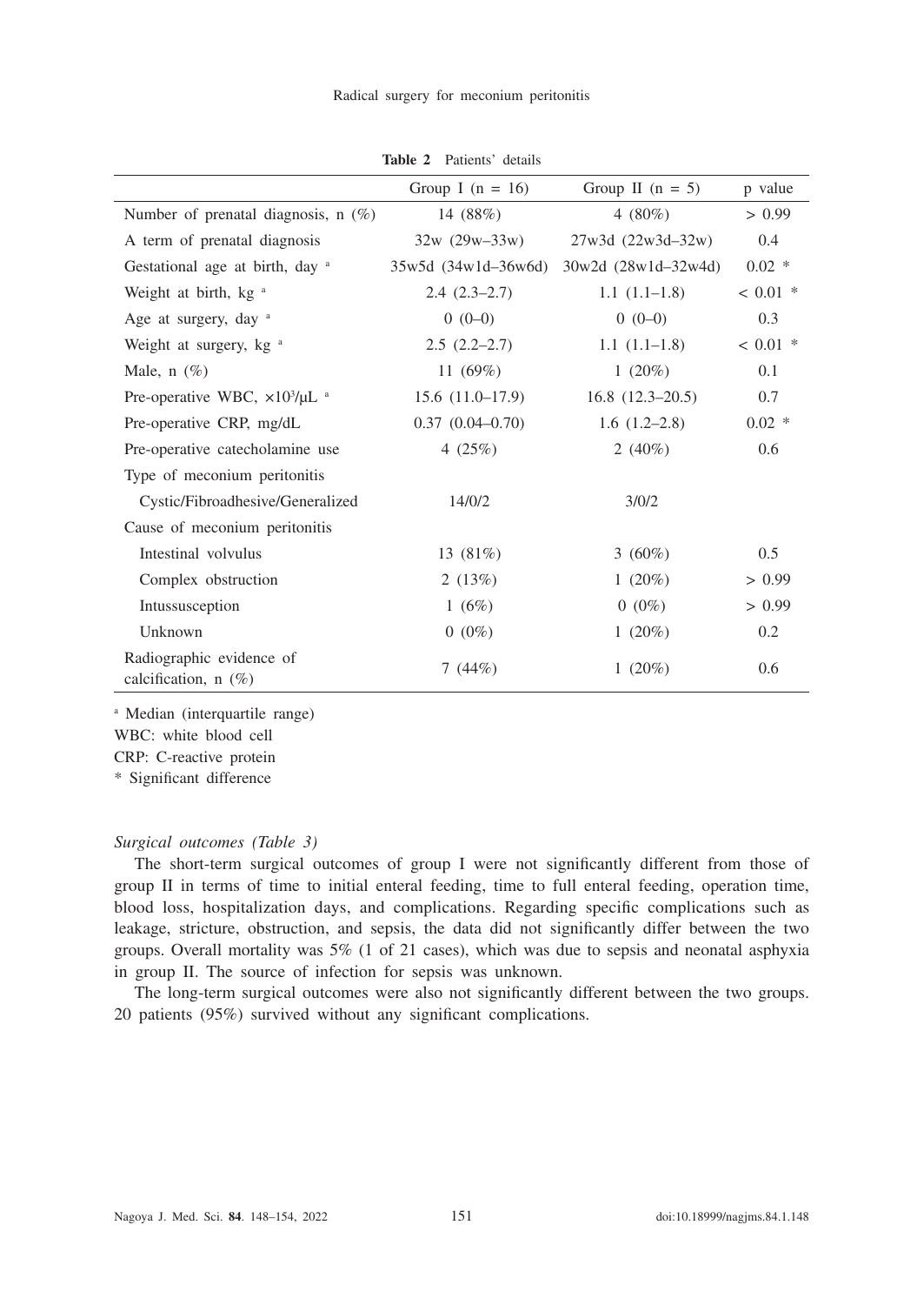**Table 2** Patients' details

| | Group I (n = 16) | Group II (n = 5) | p value |
|---|---|---|---|
| Number of prenatal diagnosis, n (%) | 14 (88%) | 4 (80%) | > 0.99 |
| A term of prenatal diagnosis | 32w (29w–33w) | 27w3d (22w3d–32w) | 0.4 |
| Gestational age at birth, day [a] | 35w5d (34w1d–36w6d) | 30w2d (28w1d–32w4d) | 0.02 * |
| Weight at birth, kg [a] | 2.4 (2.3–2.7) | 1.1 (1.1–1.8) | < 0.01 * |
| Age at surgery, day [a] | 0 (0–0) | 0 (0–0) | 0.3 |
| Weight at surgery, kg [a] | 2.5 (2.2–2.7) | 1.1 (1.1–1.8) | < 0.01 * |
| Male, n (%) | 11 (69%) | 1 (20%) | 0.1 |
| Pre-operative WBC, $\times 10^3/\mu L$ [a] | 15.6 (11.0–17.9) | 16.8 (12.3–20.5) | 0.7 |
| Pre-operative CRP, mg/dL | 0.37 (0.04–0.70) | 1.6 (1.2–2.8) | 0.02 * |
| Pre-operative catecholamine use | 4 (25%) | 2 (40%) | 0.6 |
| Type of meconium peritonitis | | | |
| Cystic/Fibroadhesive/Generalized | 14/0/2 | 3/0/2 | |
| Cause of meconium peritonitis | | | |
| Intestinal volvulus | 13 (81%) | 3 (60%) | 0.5 |
| Complex obstruction | 2 (13%) | 1 (20%) | > 0.99 |
| Intussusception | 1 (6%) | 0 (0%) | > 0.99 |
| Unknown | 0 (0%) | 1 (20%) | 0.2 |
| Radiographic evidence of calcification, n (%) | 7 (44%) | 1 (20%) | 0.6 |

[a] Median (interquartile range)
WBC: white blood cell
CRP: C-reactive protein
* Significant difference

*Surgical outcomes (Table 3)*

The short-term surgical outcomes of group I were not significantly different from those of group II in terms of time to initial enteral feeding, time to full enteral feeding, operation time, blood loss, hospitalization days, and complications. Regarding specific complications such as leakage, stricture, obstruction, and sepsis, the data did not significantly differ between the two groups. Overall mortality was 5% (1 of 21 cases), which was due to sepsis and neonatal asphyxia in group II. The source of infection for sepsis was unknown.

The long-term surgical outcomes were also not significantly different between the two groups. 20 patients (95%) survived without any significant complications.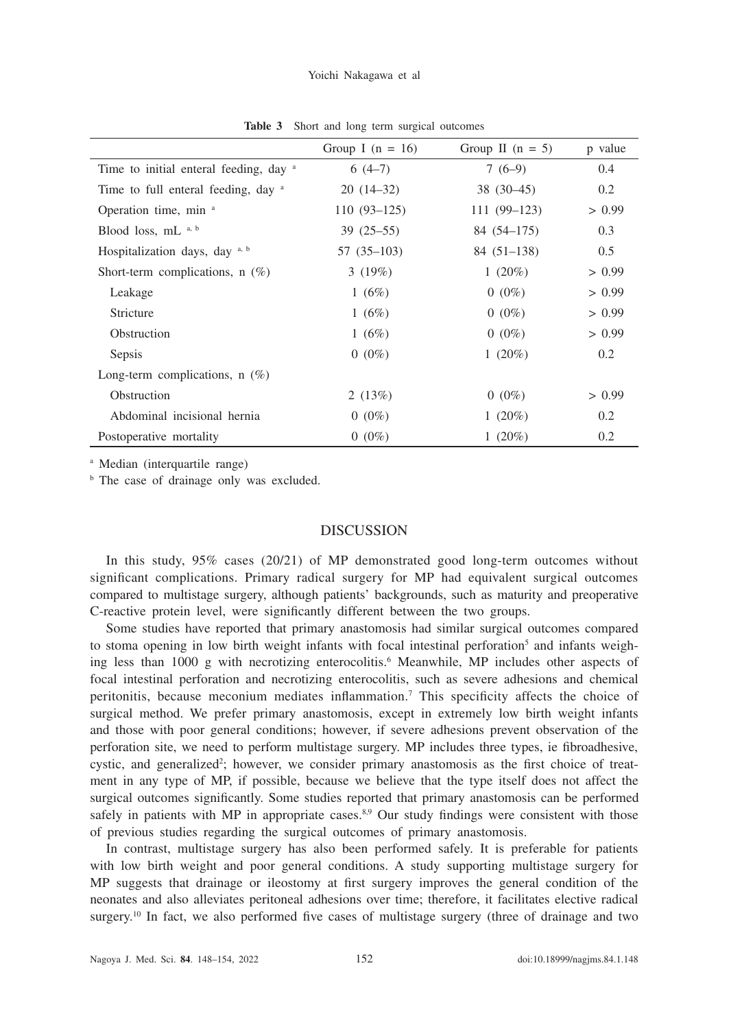**Table 3** Short and long term surgical outcomes

| | Group I (n = 16) | Group II (n = 5) | p value |
|---|---|---|---|
| Time to initial enteral feeding, day [a] | 6 (4–7) | 7 (6–9) | 0.4 |
| Time to full enteral feeding, day [a] | 20 (14–32) | 38 (30–45) | 0.2 |
| Operation time, min [a] | 110 (93–125) | 111 (99–123) | > 0.99 |
| Blood loss, mL [a, b] | 39 (25–55) | 84 (54–175) | 0.3 |
| Hospitalization days, day [a, b] | 57 (35–103) | 84 (51–138) | 0.5 |
| Short-term complications, n (%) | 3 (19%) | 1 (20%) | > 0.99 |
| Leakage | 1 (6%) | 0 (0%) | > 0.99 |
| Stricture | 1 (6%) | 0 (0%) | > 0.99 |
| Obstruction | 1 (6%) | 0 (0%) | > 0.99 |
| Sepsis | 0 (0%) | 1 (20%) | 0.2 |
| Long-term complications, n (%) | | | |
| Obstruction | 2 (13%) | 0 (0%) | > 0.99 |
| Abdominal incisional hernia | 0 (0%) | 1 (20%) | 0.2 |
| Postoperative mortality | 0 (0%) | 1 (20%) | 0.2 |

[a] Median (interquartile range)

[b] The case of drainage only was excluded.

## DISCUSSION

In this study, 95% cases (20/21) of MP demonstrated good long-term outcomes without significant complications. Primary radical surgery for MP had equivalent surgical outcomes compared to multistage surgery, although patients' backgrounds, such as maturity and preoperative C-reactive protein level, were significantly different between the two groups.

Some studies have reported that primary anastomosis had similar surgical outcomes compared to stoma opening in low birth weight infants with focal intestinal perforation[5] and infants weighing less than 1000 g with necrotizing enterocolitis.[6] Meanwhile, MP includes other aspects of focal intestinal perforation and necrotizing enterocolitis, such as severe adhesions and chemical peritonitis, because meconium mediates inflammation.[7] This specificity affects the choice of surgical method. We prefer primary anastomosis, except in extremely low birth weight infants and those with poor general conditions; however, if severe adhesions prevent observation of the perforation site, we need to perform multistage surgery. MP includes three types, ie fibroadhesive, cystic, and generalized[2]; however, we consider primary anastomosis as the first choice of treatment in any type of MP, if possible, because we believe that the type itself does not affect the surgical outcomes significantly. Some studies reported that primary anastomosis can be performed safely in patients with MP in appropriate cases.[8,9] Our study findings were consistent with those of previous studies regarding the surgical outcomes of primary anastomosis.

In contrast, multistage surgery has also been performed safely. It is preferable for patients with low birth weight and poor general conditions. A study supporting multistage surgery for MP suggests that drainage or ileostomy at first surgery improves the general condition of the neonates and also alleviates peritoneal adhesions over time; therefore, it facilitates elective radical surgery.[10] In fact, we also performed five cases of multistage surgery (three of drainage and two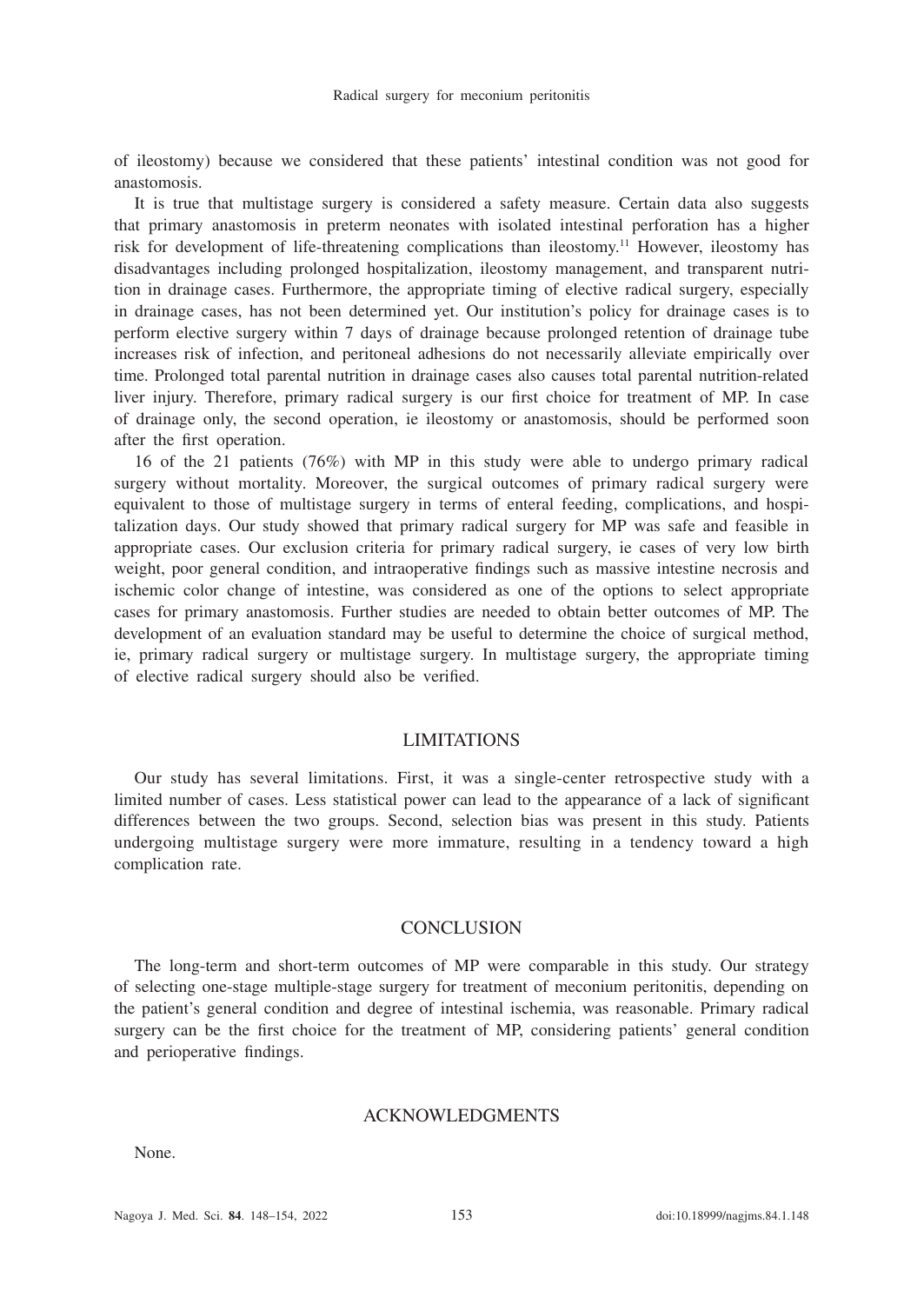of ileostomy) because we considered that these patients' intestinal condition was not good for anastomosis.

It is true that multistage surgery is considered a safety measure. Certain data also suggests that primary anastomosis in preterm neonates with isolated intestinal perforation has a higher risk for development of life-threatening complications than ileostomy.[11] However, ileostomy has disadvantages including prolonged hospitalization, ileostomy management, and transparent nutrition in drainage cases. Furthermore, the appropriate timing of elective radical surgery, especially in drainage cases, has not been determined yet. Our institution's policy for drainage cases is to perform elective surgery within 7 days of drainage because prolonged retention of drainage tube increases risk of infection, and peritoneal adhesions do not necessarily alleviate empirically over time. Prolonged total parental nutrition in drainage cases also causes total parental nutrition-related liver injury. Therefore, primary radical surgery is our first choice for treatment of MP. In case of drainage only, the second operation, ie ileostomy or anastomosis, should be performed soon after the first operation.

16 of the 21 patients (76%) with MP in this study were able to undergo primary radical surgery without mortality. Moreover, the surgical outcomes of primary radical surgery were equivalent to those of multistage surgery in terms of enteral feeding, complications, and hospitalization days. Our study showed that primary radical surgery for MP was safe and feasible in appropriate cases. Our exclusion criteria for primary radical surgery, ie cases of very low birth weight, poor general condition, and intraoperative findings such as massive intestine necrosis and ischemic color change of intestine, was considered as one of the options to select appropriate cases for primary anastomosis. Further studies are needed to obtain better outcomes of MP. The development of an evaluation standard may be useful to determine the choice of surgical method, ie, primary radical surgery or multistage surgery. In multistage surgery, the appropriate timing of elective radical surgery should also be verified.

## LIMITATIONS

Our study has several limitations. First, it was a single-center retrospective study with a limited number of cases. Less statistical power can lead to the appearance of a lack of significant differences between the two groups. Second, selection bias was present in this study. Patients undergoing multistage surgery were more immature, resulting in a tendency toward a high complication rate.

## CONCLUSION

The long-term and short-term outcomes of MP were comparable in this study. Our strategy of selecting one-stage multiple-stage surgery for treatment of meconium peritonitis, depending on the patient's general condition and degree of intestinal ischemia, was reasonable. Primary radical surgery can be the first choice for the treatment of MP, considering patients' general condition and perioperative findings.

## ACKNOWLEDGMENTS

None.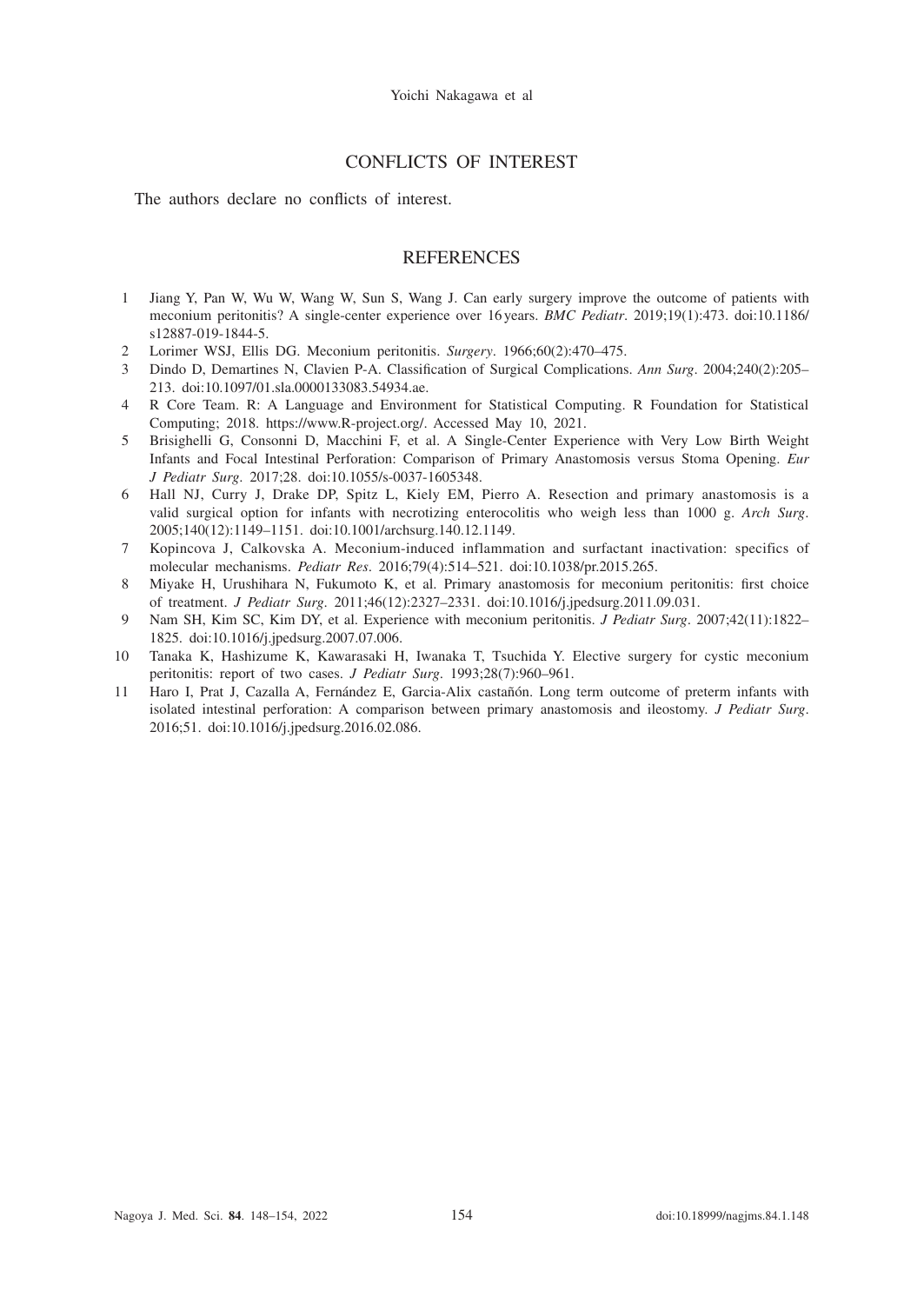## CONFLICTS OF INTEREST

The authors declare no conflicts of interest.

## REFERENCES

1. Jiang Y, Pan W, Wu W, Wang W, Sun S, Wang J. Can early surgery improve the outcome of patients with meconium peritonitis? A single-center experience over 16 years. *BMC Pediatr*. 2019;19(1):473. doi:10.1186/s12887-019-1844-5.
2. Lorimer WSJ, Ellis DG. Meconium peritonitis. *Surgery*. 1966;60(2):470–475.
3. Dindo D, Demartines N, Clavien P-A. Classification of Surgical Complications. *Ann Surg*. 2004;240(2):205–213. doi:10.1097/01.sla.0000133083.54934.ae.
4. R Core Team. R: A Language and Environment for Statistical Computing. R Foundation for Statistical Computing; 2018. https://www.R-project.org/. Accessed May 10, 2021.
5. Brisighelli G, Consonni D, Macchini F, et al. A Single-Center Experience with Very Low Birth Weight Infants and Focal Intestinal Perforation: Comparison of Primary Anastomosis versus Stoma Opening. *Eur J Pediatr Surg*. 2017;28. doi:10.1055/s-0037-1605348.
6. Hall NJ, Curry J, Drake DP, Spitz L, Kiely EM, Pierro A. Resection and primary anastomosis is a valid surgical option for infants with necrotizing enterocolitis who weigh less than 1000 g. *Arch Surg*. 2005;140(12):1149–1151. doi:10.1001/archsurg.140.12.1149.
7. Kopincova J, Calkovska A. Meconium-induced inflammation and surfactant inactivation: specifics of molecular mechanisms. *Pediatr Res*. 2016;79(4):514–521. doi:10.1038/pr.2015.265.
8. Miyake H, Urushihara N, Fukumoto K, et al. Primary anastomosis for meconium peritonitis: first choice of treatment. *J Pediatr Surg*. 2011;46(12):2327–2331. doi:10.1016/j.jpedsurg.2011.09.031.
9. Nam SH, Kim SC, Kim DY, et al. Experience with meconium peritonitis. *J Pediatr Surg*. 2007;42(11):1822–1825. doi:10.1016/j.jpedsurg.2007.07.006.
10. Tanaka K, Hashizume K, Kawarasaki H, Iwanaka T, Tsuchida Y. Elective surgery for cystic meconium peritonitis: report of two cases. *J Pediatr Surg*. 1993;28(7):960–961.
11. Haro I, Prat J, Cazalla A, Fernández E, Garcia-Alix castañón. Long term outcome of preterm infants with isolated intestinal perforation: A comparison between primary anastomosis and ileostomy. *J Pediatr Surg*. 2016;51. doi:10.1016/j.jpedsurg.2016.02.086.